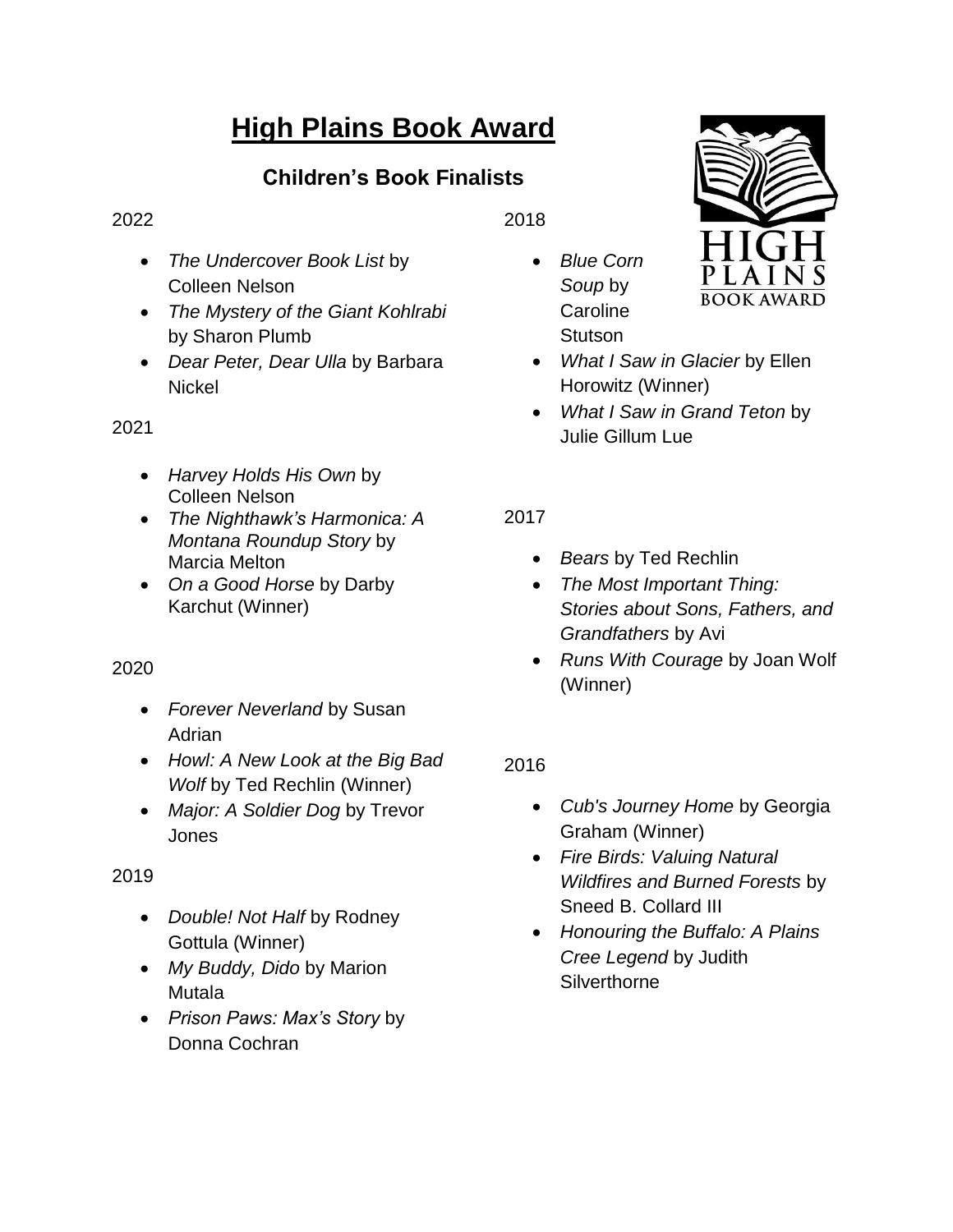# High Plains Book Award

## Children's Book Finalists

2022

- *The Undercover Book List* by Colleen Nelson
- *The Mystery of the Giant Kohlrabi* by Sharon Plumb
- *Dear Peter, Dear Ulla* by Barbara Nickel

2021

- *Harvey Holds His Own* by Colleen Nelson
- *The Nighthawk's Harmonica: A Montana Roundup Story* by Marcia Melton
- *On a Good Horse* by Darby Karchut (Winner)

2020

- *Forever Neverland* by Susan Adrian
- *Howl: A New Look at the Big Bad Wolf* by Ted Rechlin (Winner)
- *Major: A Soldier Dog* by Trevor Jones

2019

- *Double! Not Half* by Rodney Gottula (Winner)
- *My Buddy, Dido* by Marion Mutala
- *Prison Paws: Max's Story* by Donna Cochran

2018

- *Blue Corn Soup* by Caroline Stutson
- *What I Saw in Glacier* by Ellen Horowitz (Winner)
- *What I Saw in Grand Teton* by Julie Gillum Lue

2017

- *Bears* by Ted Rechlin
- *The Most Important Thing: Stories about Sons, Fathers, and Grandfathers* by Avi
- *Runs With Courage* by Joan Wolf (Winner)

2016

- *Cub's Journey Home* by Georgia Graham (Winner)
- *Fire Birds: Valuing Natural Wildfires and Burned Forests* by Sneed B. Collard III
- *Honouring the Buffalo: A Plains Cree Legend* by Judith Silverthorne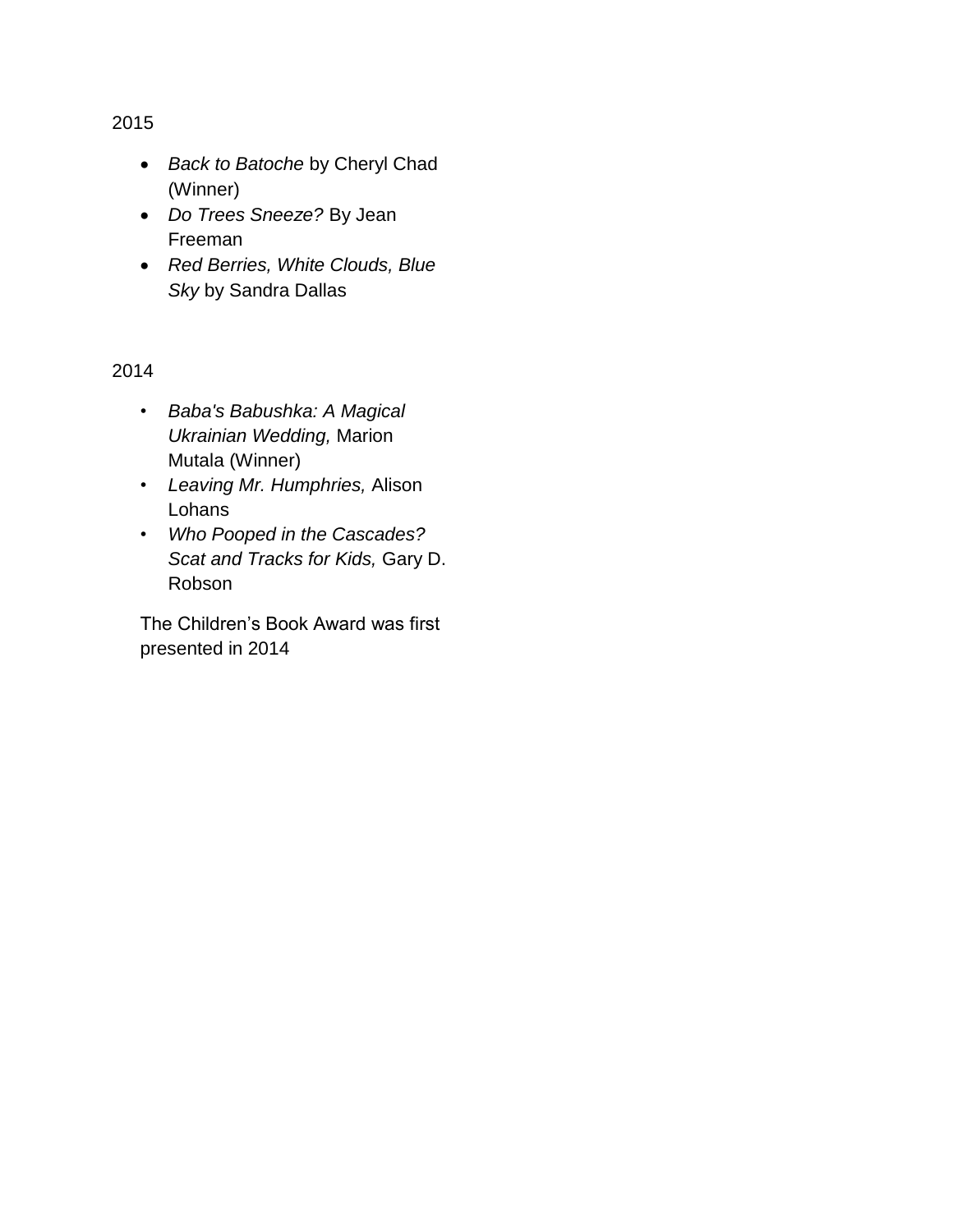2015

- *Back to Batoche* by Cheryl Chad (Winner)
- *Do Trees Sneeze?* By Jean Freeman
- *Red Berries, White Clouds, Blue Sky* by Sandra Dallas

2014

- *Baba's Babushka: A Magical Ukrainian Wedding,* Marion Mutala (Winner)
- *Leaving Mr. Humphries,* Alison Lohans
- *Who Pooped in the Cascades? Scat and Tracks for Kids,* Gary D. Robson

The Children's Book Award was first presented in 2014